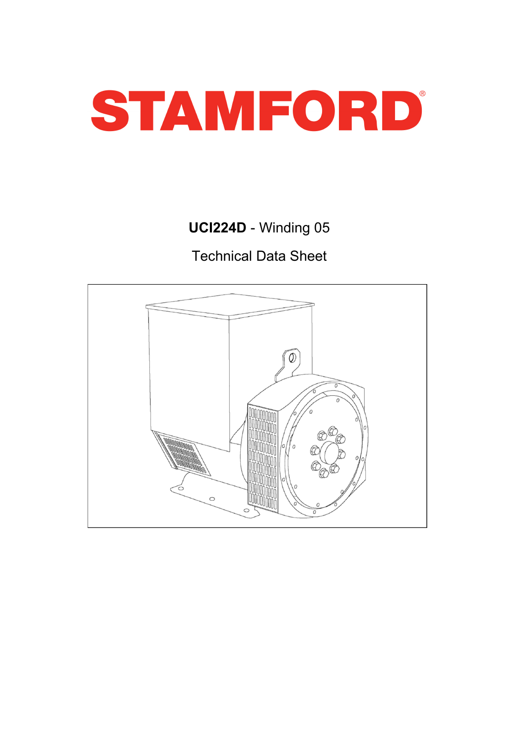# STAMFORD®

**UCI224D** - Winding 05

Technical Data Sheet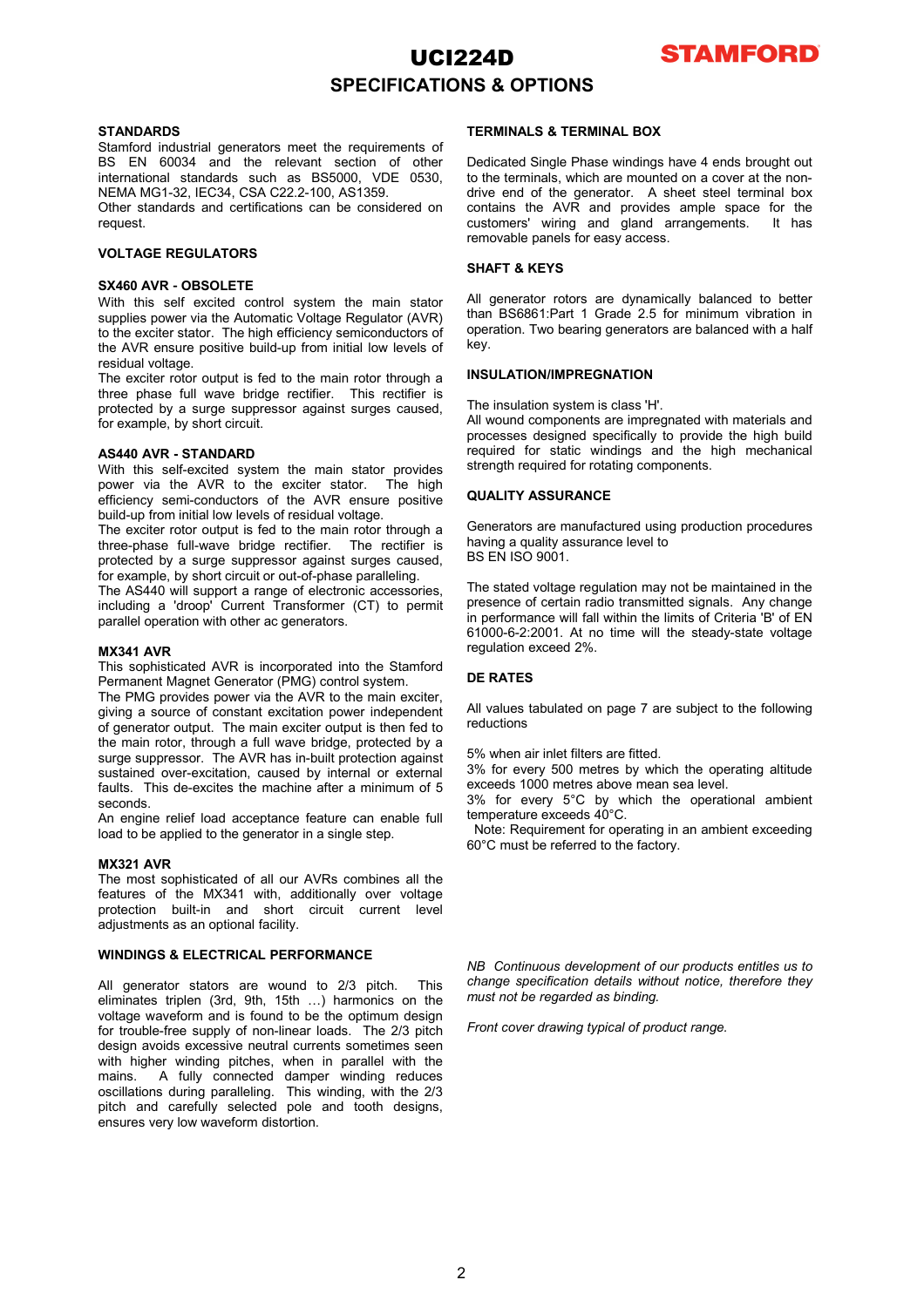# UCI224D

## SPECIFICATIONS & OPTIONS

### STANDARDS

Stamford industrial generators meet the requirements of BS EN 60034 and the relevant section of other international standards such as BS5000, VDE 0530, NEMA MG1-32, IEC34, CSA C22.2-100, AS1359.
Other standards and certifications can be considered on request.

### VOLTAGE REGULATORS

#### SX460 AVR - OBSOLETE

With this self excited control system the main stator supplies power via the Automatic Voltage Regulator (AVR) to the exciter stator. The high efficiency semiconductors of the AVR ensure positive build-up from initial low levels of residual voltage.
The exciter rotor output is fed to the main rotor through a three phase full wave bridge rectifier. This rectifier is protected by a surge suppressor against surges caused, for example, by short circuit.

#### AS440 AVR - STANDARD

With this self-excited system the main stator provides power via the AVR to the exciter stator. The high efficiency semi-conductors of the AVR ensure positive build-up from initial low levels of residual voltage.
The exciter rotor output is fed to the main rotor through a three-phase full-wave bridge rectifier. The rectifier is protected by a surge suppressor against surges caused, for example, by short circuit or out-of-phase paralleling.
The AS440 will support a range of electronic accessories, including a 'droop' Current Transformer (CT) to permit parallel operation with other ac generators.

#### MX341 AVR

This sophisticated AVR is incorporated into the Stamford Permanent Magnet Generator (PMG) control system.
The PMG provides power via the AVR to the main exciter, giving a source of constant excitation power independent of generator output. The main exciter output is then fed to the main rotor, through a full wave bridge, protected by a surge suppressor. The AVR has in-built protection against sustained over-excitation, caused by internal or external faults. This de-excites the machine after a minimum of 5 seconds.
An engine relief load acceptance feature can enable full load to be applied to the generator in a single step.

#### MX321 AVR

The most sophisticated of all our AVRs combines all the features of the MX341 with, additionally over voltage protection built-in and short circuit current level adjustments as an optional facility.

### WINDINGS & ELECTRICAL PERFORMANCE

All generator stators are wound to 2/3 pitch. This eliminates triplen (3rd, 9th, 15th …) harmonics on the voltage waveform and is found to be the optimum design for trouble-free supply of non-linear loads. The 2/3 pitch design avoids excessive neutral currents sometimes seen with higher winding pitches, when in parallel with the mains. A fully connected damper winding reduces oscillations during paralleling. This winding, with the 2/3 pitch and carefully selected pole and tooth designs, ensures very low waveform distortion.

### TERMINALS & TERMINAL BOX

Dedicated Single Phase windings have 4 ends brought out to the terminals, which are mounted on a cover at the non-drive end of the generator. A sheet steel terminal box contains the AVR and provides ample space for the customers' wiring and gland arrangements. It has removable panels for easy access.

### SHAFT & KEYS

All generator rotors are dynamically balanced to better than BS6861:Part 1 Grade 2.5 for minimum vibration in operation. Two bearing generators are balanced with a half key.

### INSULATION/IMPREGNATION

The insulation system is class 'H'.
All wound components are impregnated with materials and processes designed specifically to provide the high build required for static windings and the high mechanical strength required for rotating components.

### QUALITY ASSURANCE

Generators are manufactured using production procedures having a quality assurance level to BS EN ISO 9001.

The stated voltage regulation may not be maintained in the presence of certain radio transmitted signals. Any change in performance will fall within the limits of Criteria 'B' of EN 61000-6-2:2001. At no time will the steady-state voltage regulation exceed 2%.

### DE RATES

All values tabulated on page 7 are subject to the following reductions

5% when air inlet filters are fitted.
3% for every 500 metres by which the operating altitude exceeds 1000 metres above mean sea level.
3% for every 5°C by which the operational ambient temperature exceeds 40°C.
Note: Requirement for operating in an ambient exceeding 60°C must be referred to the factory.

*NB Continuous development of our products entitles us to change specification details without notice, therefore they must not be regarded as binding.*

*Front cover drawing typical of product range.*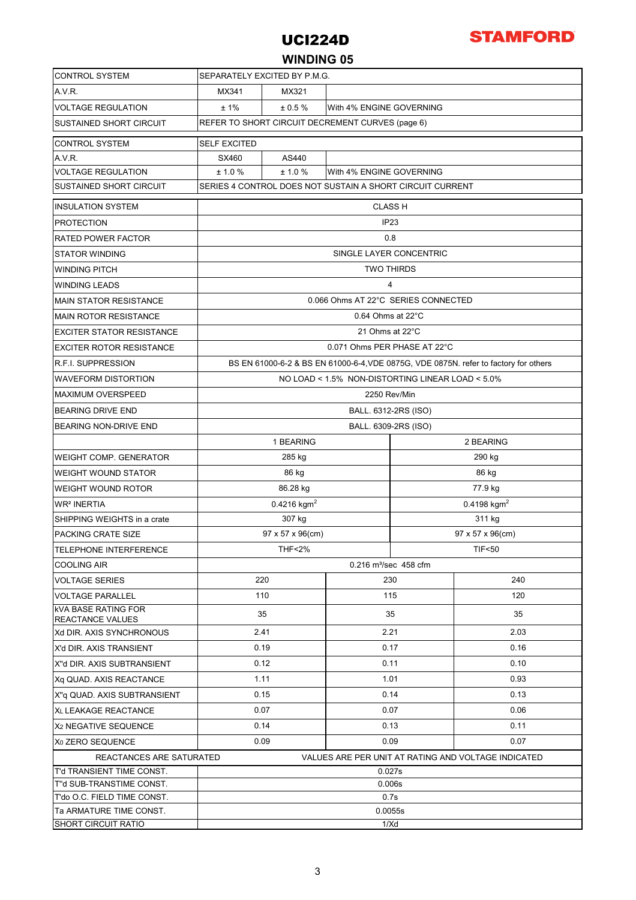# UCI224D

STAMFORD

## WINDING 05

| | | | |
|---|---|---|---|
| CONTROL SYSTEM | SEPARATELY EXCITED BY P.M.G. | | |
| A.V.R. | MX341 | MX321 | |
| VOLTAGE REGULATION | ± 1% | ± 0.5 % | With 4% ENGINE GOVERNING |
| SUSTAINED SHORT CIRCUIT | REFER TO SHORT CIRCUIT DECREMENT CURVES (page 6) | | |

| | | | |
|---|---|---|---|
| CONTROL SYSTEM | SELF EXCITED | | |
| A.V.R. | SX460 | AS440 | |
| VOLTAGE REGULATION | ± 1.0 % | ± 1.0 % | With 4% ENGINE GOVERNING |
| SUSTAINED SHORT CIRCUIT | SERIES 4 CONTROL DOES NOT SUSTAIN A SHORT CIRCUIT CURRENT | | |

| | | |
|---|---|---|
| INSULATION SYSTEM | CLASS H | |
| PROTECTION | IP23 | |
| RATED POWER FACTOR | 0.8 | |
| STATOR WINDING | SINGLE LAYER CONCENTRIC | |
| WINDING PITCH | TWO THIRDS | |
| WINDING LEADS | 4 | |
| MAIN STATOR RESISTANCE | 0.066 Ohms AT 22°C SERIES CONNECTED | |
| MAIN ROTOR RESISTANCE | 0.64 Ohms at 22°C | |
| EXCITER STATOR RESISTANCE | 21 Ohms at 22°C | |
| EXCITER ROTOR RESISTANCE | 0.071 Ohms PER PHASE AT 22°C | |
| R.F.I. SUPPRESSION | BS EN 61000-6-2 & BS EN 61000-6-4,VDE 0875G, VDE 0875N. refer to factory for others | |
| WAVEFORM DISTORTION | NO LOAD < 1.5% NON-DISTORTING LINEAR LOAD < 5.0% | |
| MAXIMUM OVERSPEED | 2250 Rev/Min | |
| BEARING DRIVE END | BALL. 6312-2RS (ISO) | |
| BEARING NON-DRIVE END | BALL. 6309-2RS (ISO) | |
| | 1 BEARING | 2 BEARING |
| WEIGHT COMP. GENERATOR | 285 kg | 290 kg |
| WEIGHT WOUND STATOR | 86 kg | 86 kg |
| WEIGHT WOUND ROTOR | 86.28 kg | 77.9 kg |
| WR² INERTIA | 0.4216 kgm$^2$ | 0.4198 kgm$^2$ |
| SHIPPING WEIGHTS in a crate | 307 kg | 311 kg |
| PACKING CRATE SIZE | 97 x 57 x 96(cm) | 97 x 57 x 96(cm) |
| TELEPHONE INTERFERENCE | THF<2% | TIF<50 |
| COOLING AIR | 0.216 m³/sec 458 cfm | |

| | | | |
|---|---|---|---|
| VOLTAGE SERIES | 220 | 230 | 240 |
| VOLTAGE PARALLEL | 110 | 115 | 120 |
| kVA BASE RATING FOR REACTANCE VALUES | 35 | 35 | 35 |
| Xd DIR. AXIS SYNCHRONOUS | 2.41 | 2.21 | 2.03 |
| X'd DIR. AXIS TRANSIENT | 0.19 | 0.17 | 0.16 |
| X''d DIR. AXIS SUBTRANSIENT | 0.12 | 0.11 | 0.10 |
| Xq QUAD. AXIS REACTANCE | 1.11 | 1.01 | 0.93 |
| X''q QUAD. AXIS SUBTRANSIENT | 0.15 | 0.14 | 0.13 |
| $X_L$ LEAKAGE REACTANCE | 0.07 | 0.07 | 0.06 |
| $X_2$ NEGATIVE SEQUENCE | 0.14 | 0.13 | 0.11 |
| $X_0$ ZERO SEQUENCE | 0.09 | 0.09 | 0.07 |
| REACTANCES ARE SATURATED | VALUES ARE PER UNIT AT RATING AND VOLTAGE INDICATED | | |
| T'd TRANSIENT TIME CONST. | 0.027s | | |
| T''d SUB-TRANSTIME CONST. | 0.006s | | |
| T'do O.C. FIELD TIME CONST. | 0.7s | | |
| Ta ARMATURE TIME CONST. | 0.0055s | | |
| SHORT CIRCUIT RATIO | 1/Xd | | |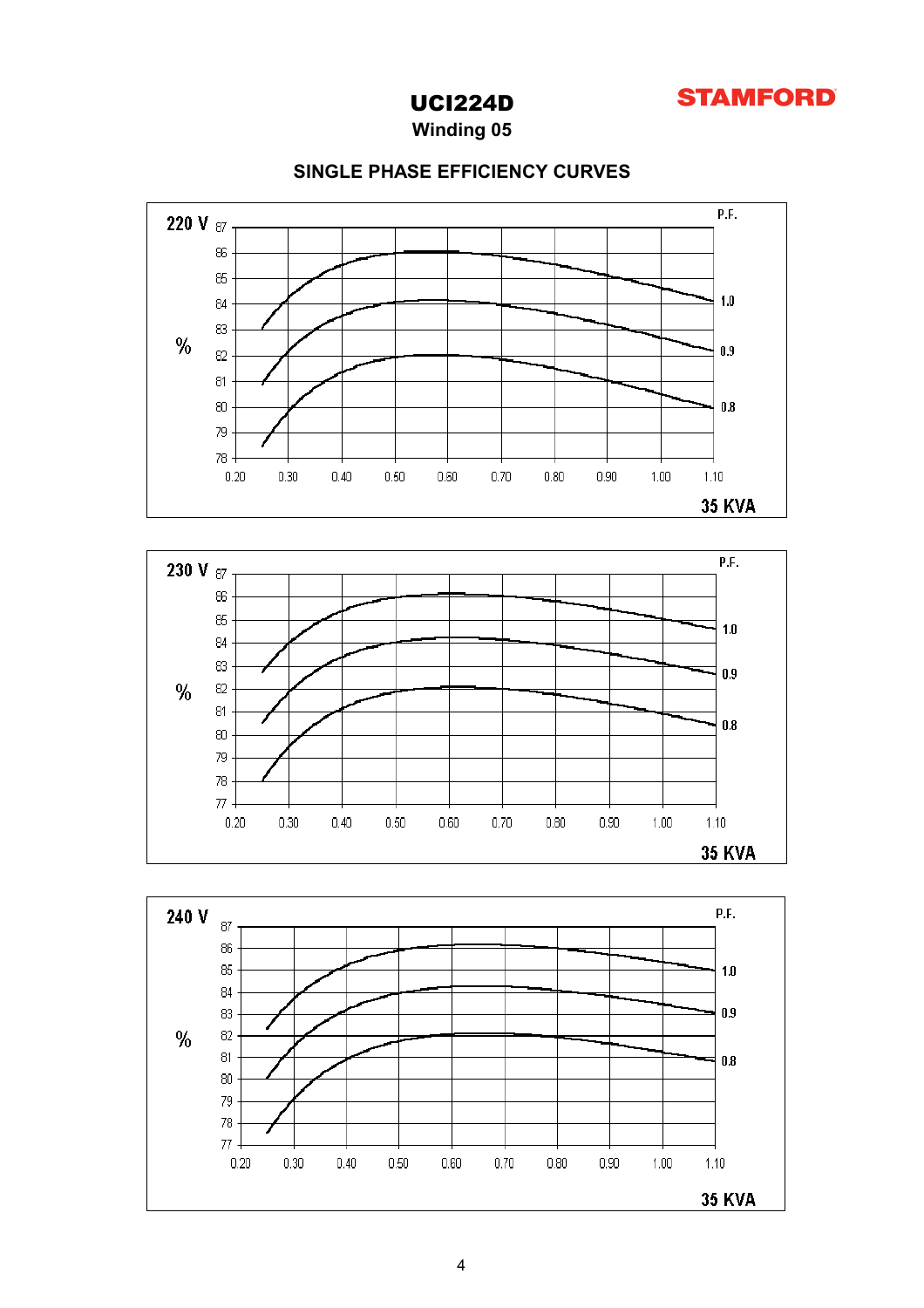# UCI224D

**Winding 05**

**STAMFORD**

## SINGLE PHASE EFFICIENCY CURVES

220 V

P.F.

% 

87, 86, 85, 84, 83, 82, 81, 80, 79, 78

0.20 0.30 0.40 0.50 0.60 0.70 0.80 0.90 1.00 1.10

1.0

0.9

0.8

35 KVA

230 V

P.F.

%

87, 86, 85, 84, 83, 82, 81, 80, 79, 78, 77

0.20 0.30 0.40 0.50 0.60 0.70 0.80 0.90 1.00 1.10

1.0

0.9

0.8

35 KVA

240 V

P.F.

%

87, 86, 85, 84, 83, 82, 81, 80, 79, 78, 77

0.20 0.30 0.40 0.50 0.60 0.70 0.80 0.90 1.00 1.10

1.0

0.9

0.8

35 KVA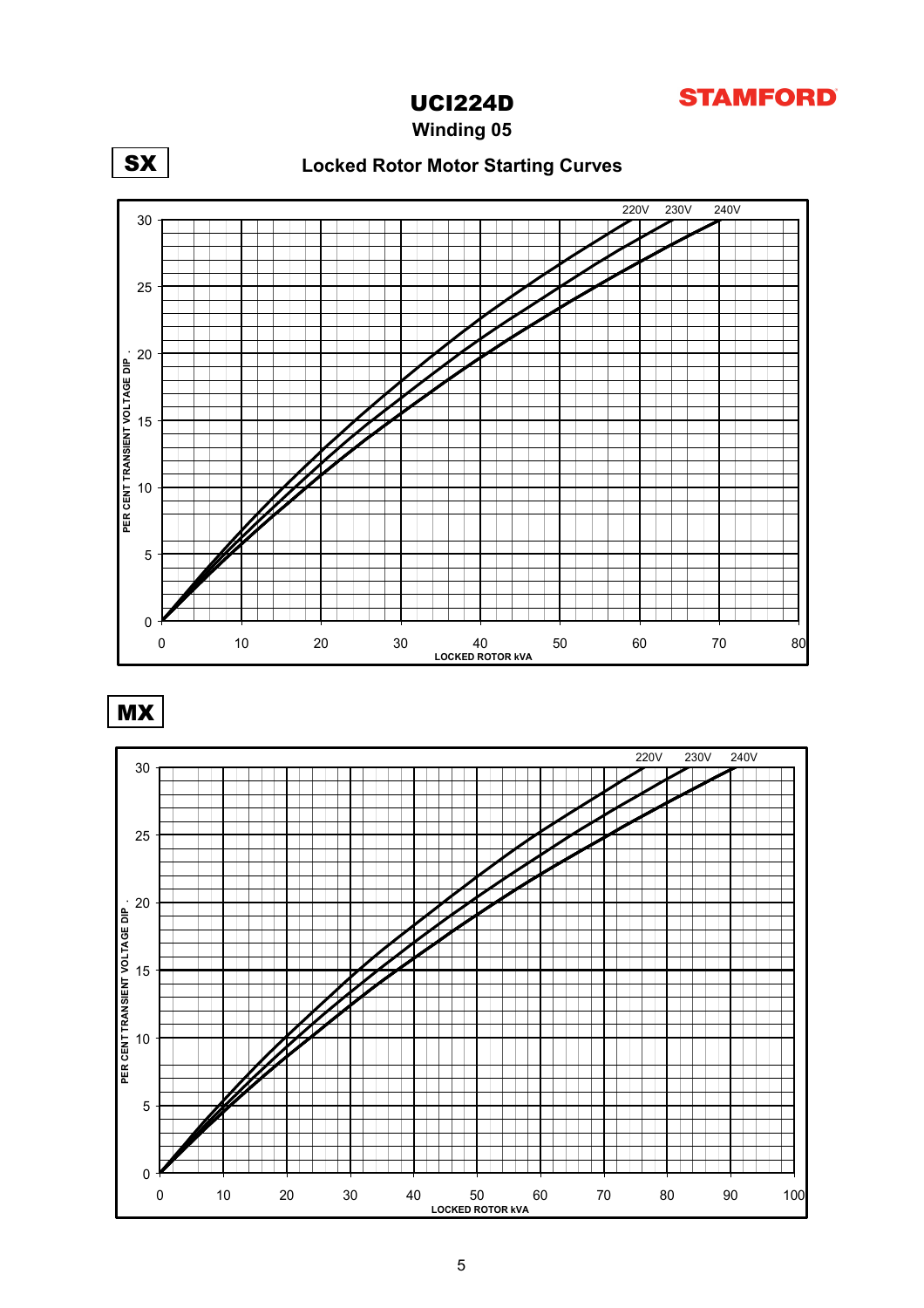# UCI224D

## Winding 05

**STAMFORD**

**SX**

### Locked Rotor Motor Starting Curves

PER CENT TRANSIENT VOLTAGE DIP

220V 230V 240V

0 10 20 30 40 50 60 70 80

LOCKED ROTOR kVA

**MX**

PER CENT TRANSIENT VOLTAGE DIP

220V 230V 240V

0 10 20 30 40 50 60 70 80 90 100

LOCKED ROTOR kVA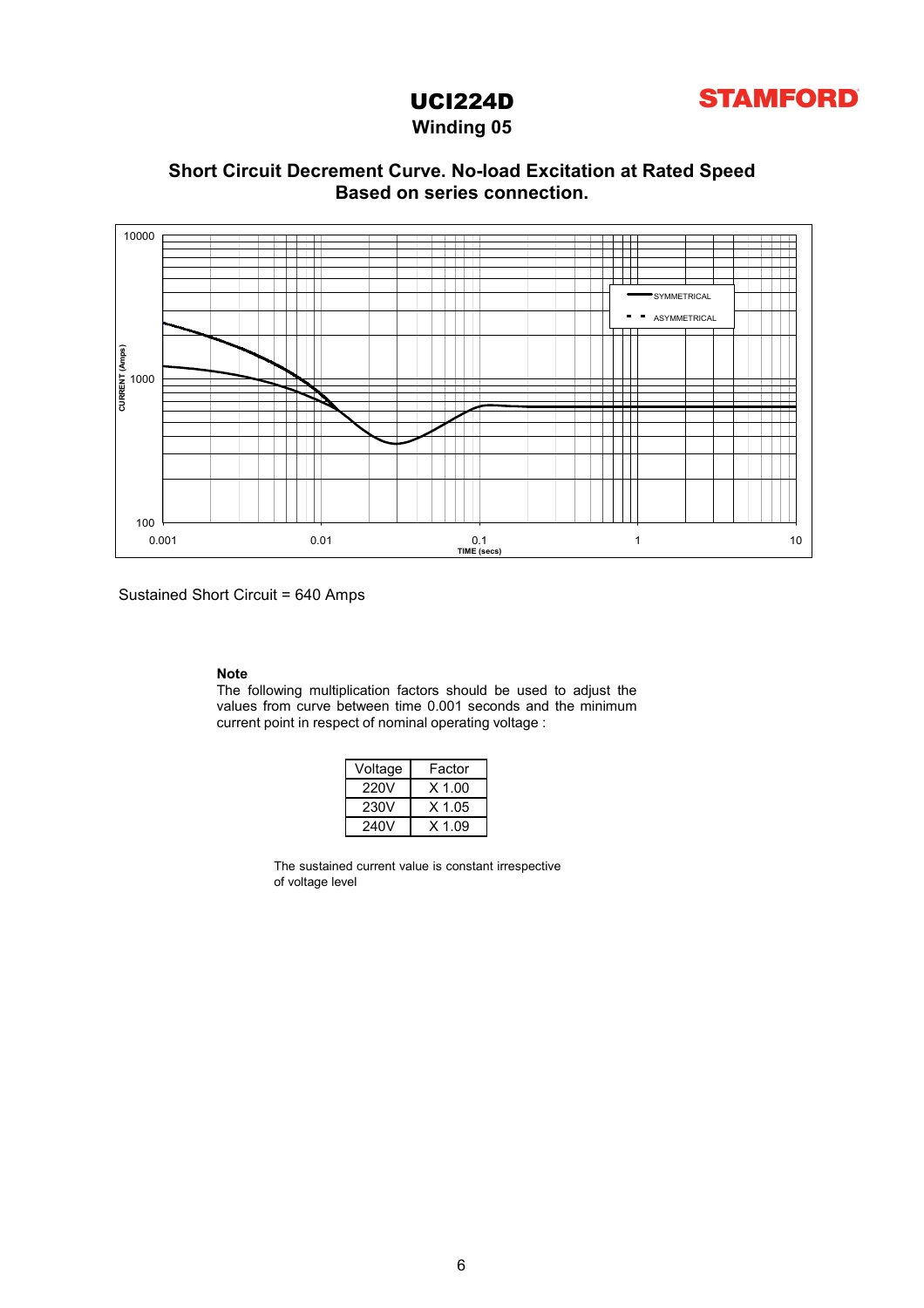# UCI224D

**STAMFORD**

## Winding 05

### Short Circuit Decrement Curve. No-load Excitation at Rated Speed
### Based on series connection.

Sustained Short Circuit = 640 Amps

**Note**
The following multiplication factors should be used to adjust the values from curve between time 0.001 seconds and the minimum current point in respect of nominal operating voltage :

| Voltage | Factor |
|---|---|
| 220V | X 1.00 |
| 230V | X 1.05 |
| 240V | X 1.09 |

The sustained current value is constant irrespective of voltage level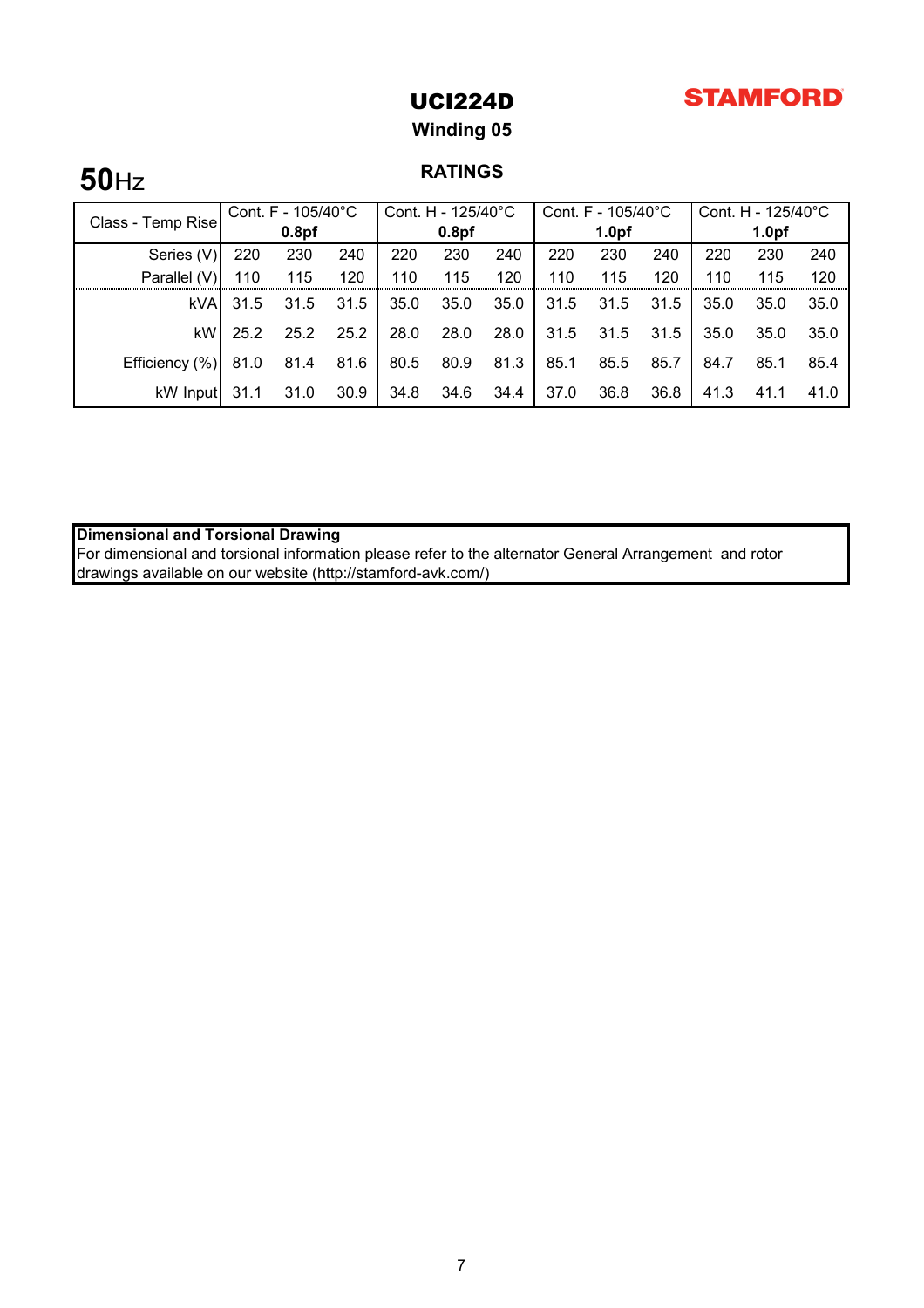# UCI224D

## Winding 05

**STAMFORD**

**50**Hz

## RATINGS

| Class - Temp Rise | Cont. F - 105/40°C 0.8pf | | | Cont. H - 125/40°C 0.8pf | | | Cont. F - 105/40°C 1.0pf | | | Cont. H - 125/40°C 1.0pf | | |
|---|---|---|---|---|---|---|---|---|---|---|---|---|
| Series (V) | 220 | 230 | 240 | 220 | 230 | 240 | 220 | 230 | 240 | 220 | 230 | 240 |
| Parallel (V) | 110 | 115 | 120 | 110 | 115 | 120 | 110 | 115 | 120 | 110 | 115 | 120 |
| kVA | 31.5 | 31.5 | 31.5 | 35.0 | 35.0 | 35.0 | 31.5 | 31.5 | 31.5 | 35.0 | 35.0 | 35.0 |
| kW | 25.2 | 25.2 | 25.2 | 28.0 | 28.0 | 28.0 | 31.5 | 31.5 | 31.5 | 35.0 | 35.0 | 35.0 |
| Efficiency (%) | 81.0 | 81.4 | 81.6 | 80.5 | 80.9 | 81.3 | 85.1 | 85.5 | 85.7 | 84.7 | 85.1 | 85.4 |
| kW Input | 31.1 | 31.0 | 30.9 | 34.8 | 34.6 | 34.4 | 37.0 | 36.8 | 36.8 | 41.3 | 41.1 | 41.0 |

**Dimensional and Torsional Drawing**
For dimensional and torsional information please refer to the alternator General Arrangement and rotor drawings available on our website (http://stamford-avk.com/)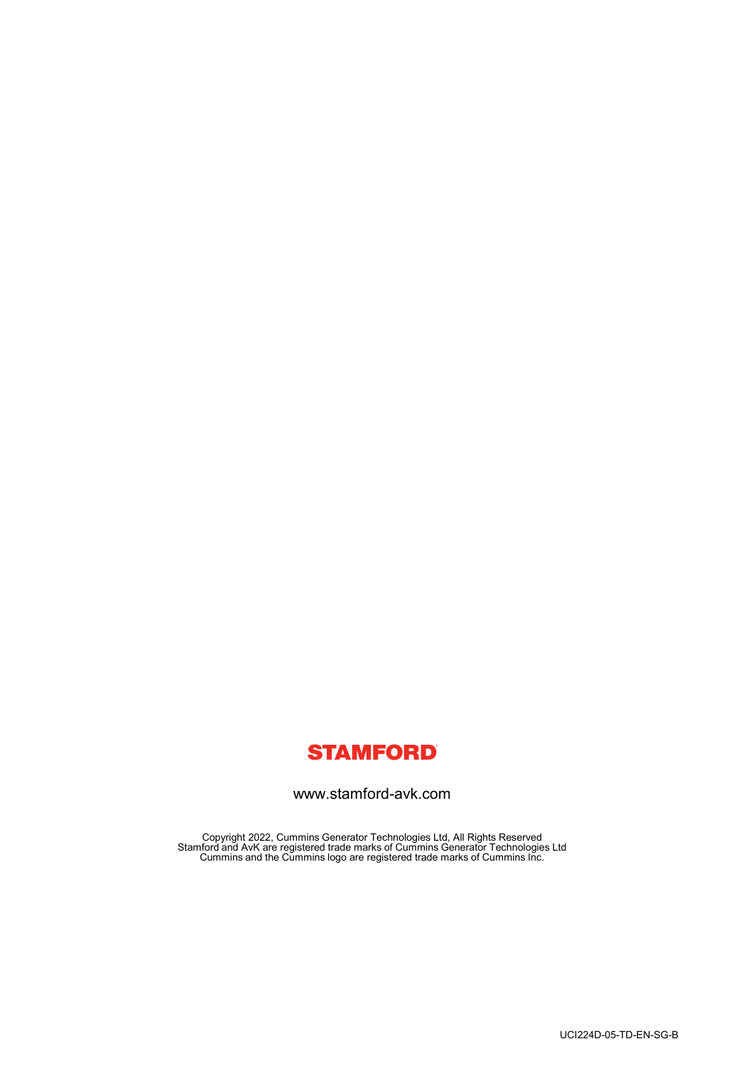**STAMFORD**

www.stamford-avk.com

Copyright 2022, Cummins Generator Technologies Ltd, All Rights Reserved
Stamford and AvK are registered trade marks of Cummins Generator Technologies Ltd
Cummins and the Cummins logo are registered trade marks of Cummins Inc.

UCI224D-05-TD-EN-SG-B